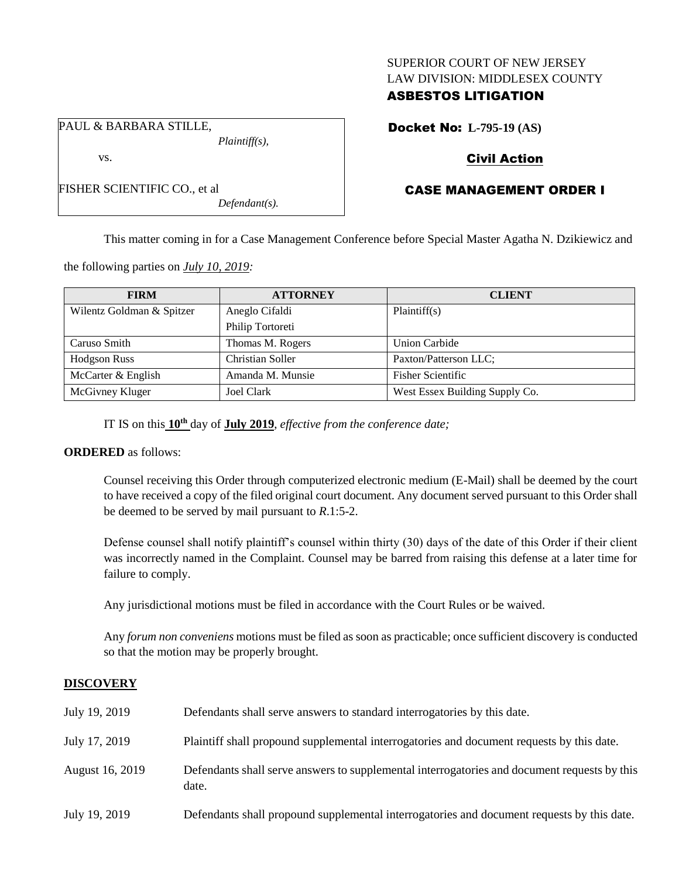SUPERIOR COURT OF NEW JERSEY
LAW DIVISION: MIDDLESEX COUNTY
**ASBESTOS LITIGATION**

PAUL & BARBARA STILLE,
*Plaintiff(s),*
vs.
FISHER SCIENTIFIC CO., et al
*Defendant(s).*

**Docket No: L-795-19 (AS)**

**Civil Action**

**CASE MANAGEMENT ORDER I**

This matter coming in for a Case Management Conference before Special Master Agatha N. Dzikiewicz and the following parties on *July 10, 2019:*

| FIRM | ATTORNEY | CLIENT |
|---|---|---|
| Wilentz Goldman & Spitzer | Aneglo Cifaldi<br>Philip Tortoreti | Plaintiff(s) |
| Caruso Smith | Thomas M. Rogers | Union Carbide |
| Hodgson Russ | Christian Soller | Paxton/Patterson LLC; |
| McCarter & English | Amanda M. Munsie | Fisher Scientific |
| McGivney Kluger | Joel Clark | West Essex Building Supply Co. |

IT IS on this **10th** day of **July 2019**, *effective from the conference date;*

**ORDERED** as follows:

Counsel receiving this Order through computerized electronic medium (E-Mail) shall be deemed by the court to have received a copy of the filed original court document. Any document served pursuant to this Order shall be deemed to be served by mail pursuant to *R*.1:5-2.

Defense counsel shall notify plaintiff's counsel within thirty (30) days of the date of this Order if their client was incorrectly named in the Complaint. Counsel may be barred from raising this defense at a later time for failure to comply.

Any jurisdictional motions must be filed in accordance with the Court Rules or be waived.

Any *forum non conveniens* motions must be filed as soon as practicable; once sufficient discovery is conducted so that the motion may be properly brought.

## DISCOVERY

| | |
|---|---|
| July 19, 2019 | Defendants shall serve answers to standard interrogatories by this date. |
| July 17, 2019 | Plaintiff shall propound supplemental interrogatories and document requests by this date. |
| August 16, 2019 | Defendants shall serve answers to supplemental interrogatories and document requests by this date. |
| July 19, 2019 | Defendants shall propound supplemental interrogatories and document requests by this date. |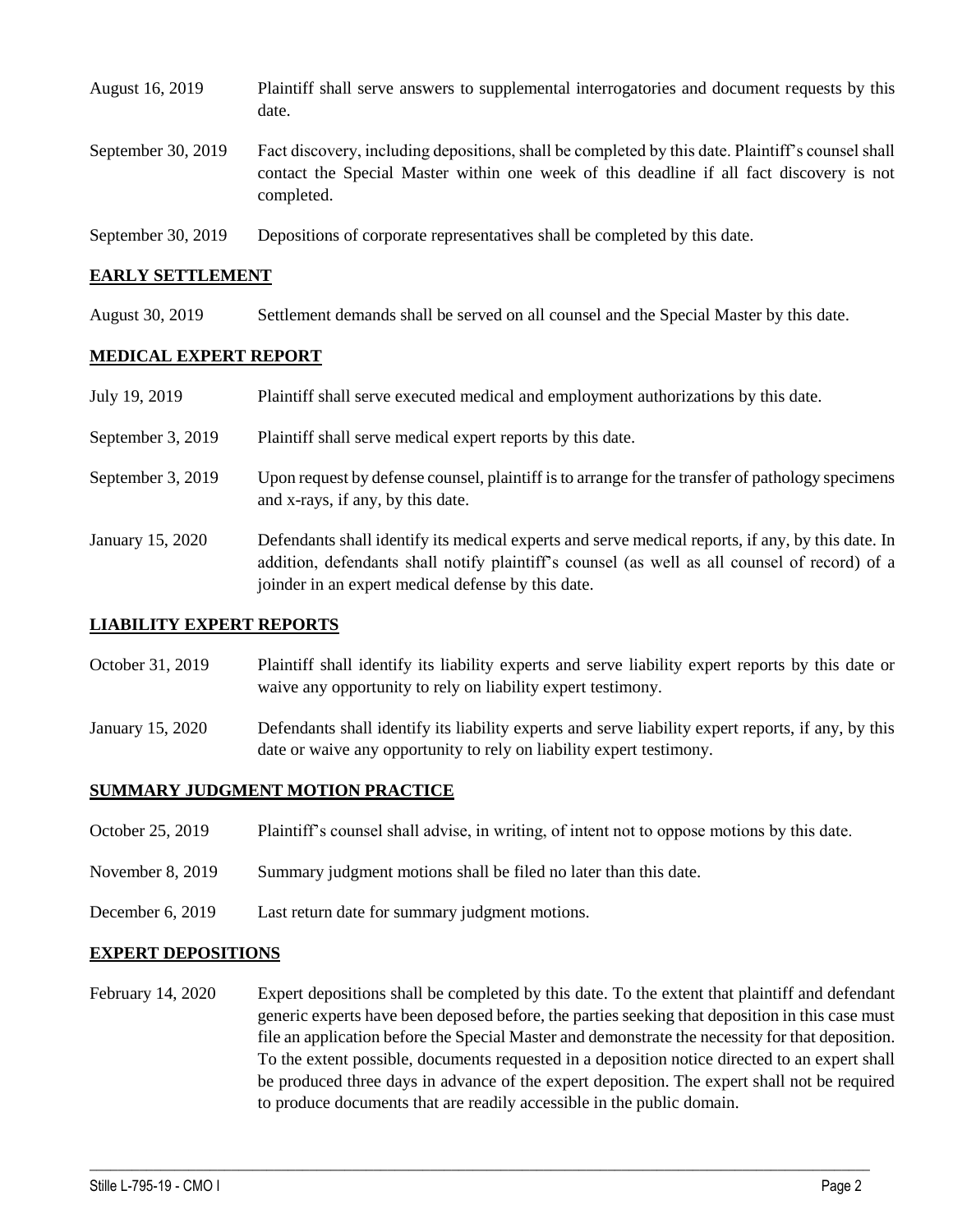| | |
|---|---|
| August 16, 2019 | Plaintiff shall serve answers to supplemental interrogatories and document requests by this date. |
| September 30, 2019 | Fact discovery, including depositions, shall be completed by this date. Plaintiff's counsel shall contact the Special Master within one week of this deadline if all fact discovery is not completed. |
| September 30, 2019 | Depositions of corporate representatives shall be completed by this date. |

## EARLY SETTLEMENT

| | |
|---|---|
| August 30, 2019 | Settlement demands shall be served on all counsel and the Special Master by this date. |

## MEDICAL EXPERT REPORT

| | |
|---|---|
| July 19, 2019 | Plaintiff shall serve executed medical and employment authorizations by this date. |
| September 3, 2019 | Plaintiff shall serve medical expert reports by this date. |
| September 3, 2019 | Upon request by defense counsel, plaintiff is to arrange for the transfer of pathology specimens and x-rays, if any, by this date. |
| January 15, 2020 | Defendants shall identify its medical experts and serve medical reports, if any, by this date. In addition, defendants shall notify plaintiff's counsel (as well as all counsel of record) of a joinder in an expert medical defense by this date. |

## LIABILITY EXPERT REPORTS

| | |
|---|---|
| October 31, 2019 | Plaintiff shall identify its liability experts and serve liability expert reports by this date or waive any opportunity to rely on liability expert testimony. |
| January 15, 2020 | Defendants shall identify its liability experts and serve liability expert reports, if any, by this date or waive any opportunity to rely on liability expert testimony. |

## SUMMARY JUDGMENT MOTION PRACTICE

| | |
|---|---|
| October 25, 2019 | Plaintiff's counsel shall advise, in writing, of intent not to oppose motions by this date. |
| November 8, 2019 | Summary judgment motions shall be filed no later than this date. |
| December 6, 2019 | Last return date for summary judgment motions. |

## EXPERT DEPOSITIONS

| | |
|---|---|
| February 14, 2020 | Expert depositions shall be completed by this date. To the extent that plaintiff and defendant generic experts have been deposed before, the parties seeking that deposition in this case must file an application before the Special Master and demonstrate the necessity for that deposition. To the extent possible, documents requested in a deposition notice directed to an expert shall be produced three days in advance of the expert deposition. The expert shall not be required to produce documents that are readily accessible in the public domain. |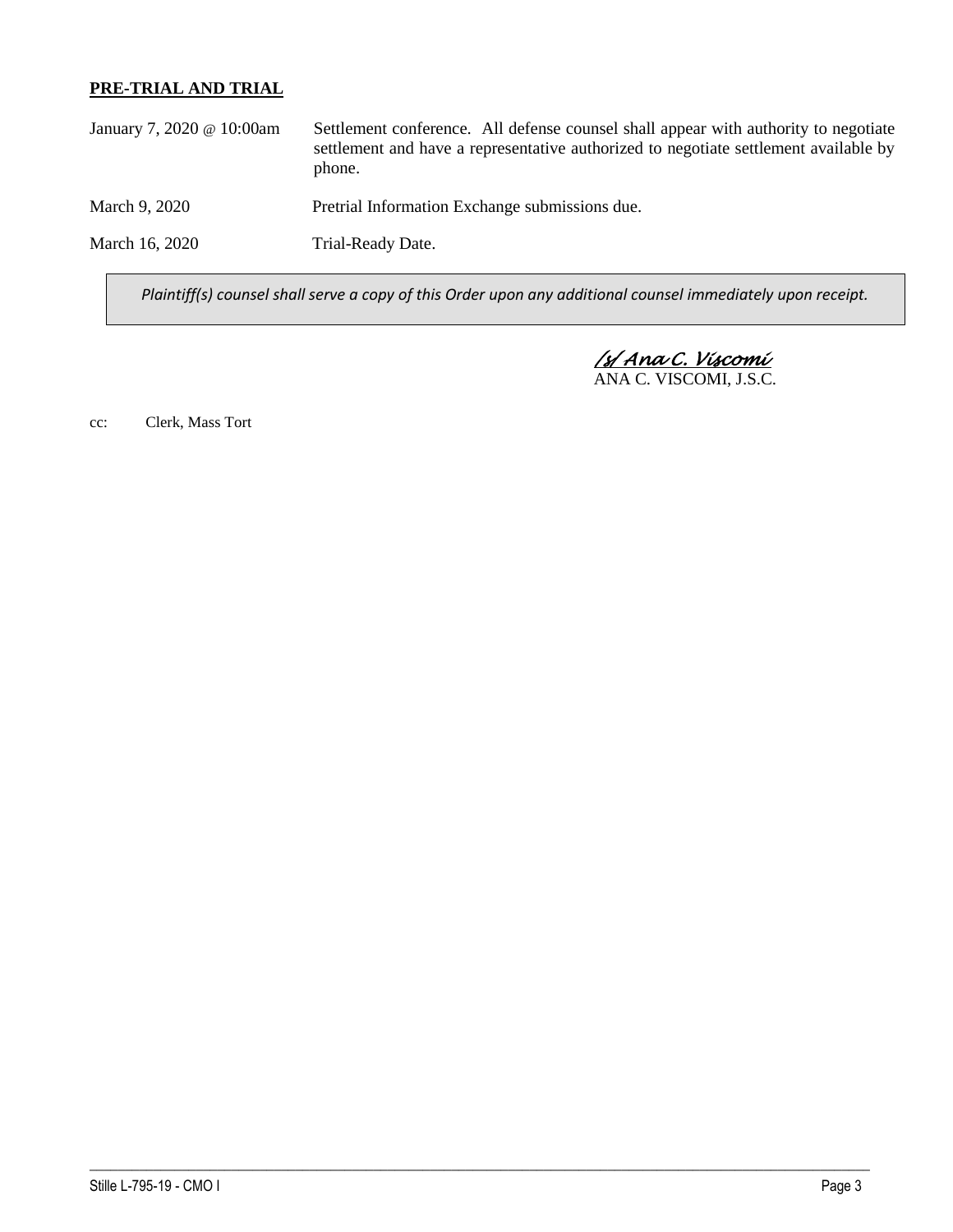**PRE-TRIAL AND TRIAL**

| | |
|---|---|
| January 7, 2020 @ 10:00am | Settlement conference. All defense counsel shall appear with authority to negotiate settlement and have a representative authorized to negotiate settlement available by phone. |
| March 9, 2020 | Pretrial Information Exchange submissions due. |
| March 16, 2020 | Trial-Ready Date. |

*Plaintiff(s) counsel shall serve a copy of this Order upon any additional counsel immediately upon receipt.*

/s/ Ana C. Viscomi
ANA C. VISCOMI, J.S.C.

cc: Clerk, Mass Tort